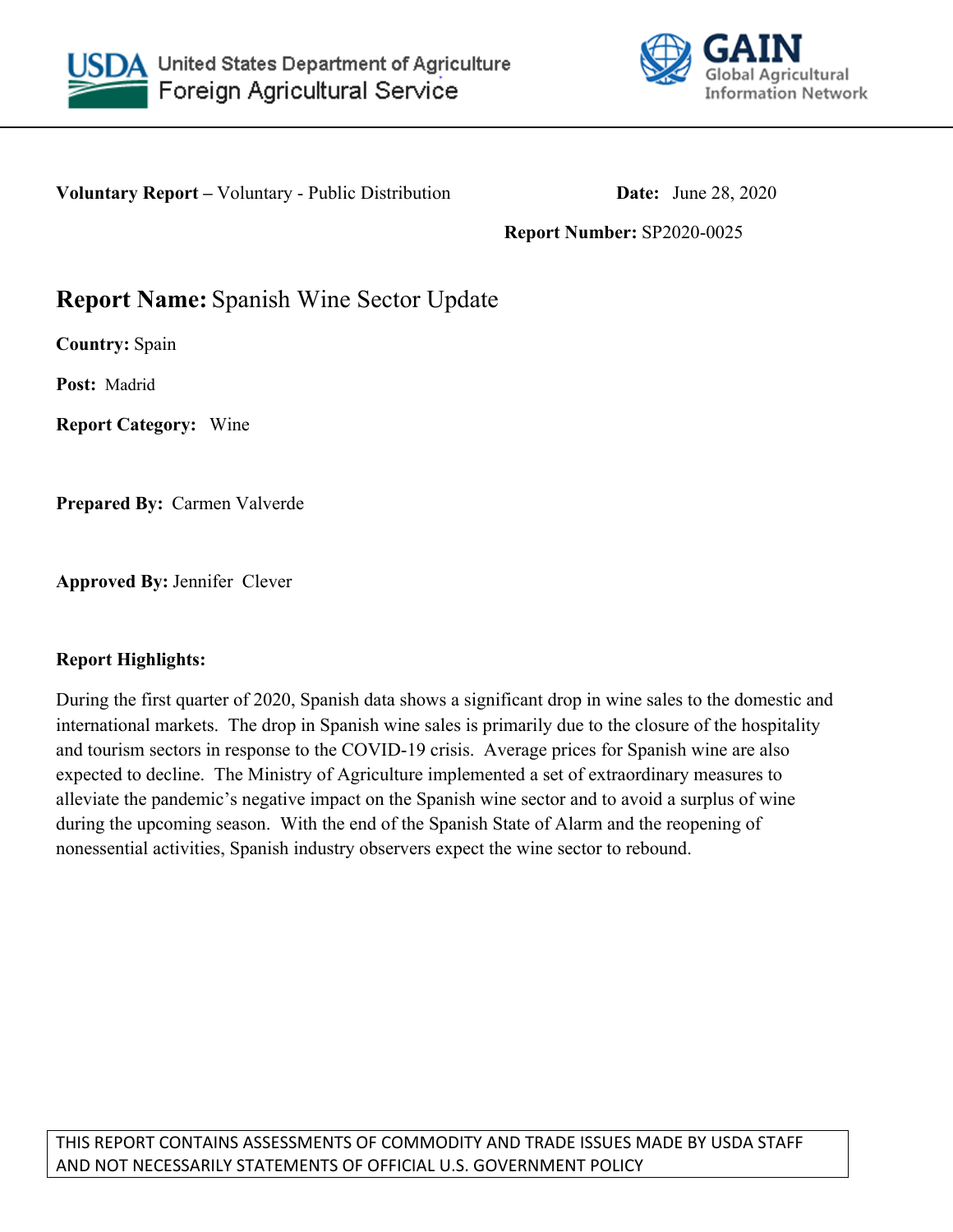United States Department of Agriculture
Foreign Agricultural Service

GAIN
Global Agricultural Information Network

**Voluntary Report –** Voluntary - Public Distribution **Date:** June 28, 2020

**Report Number:** SP2020-0025

# **Report Name:** Spanish Wine Sector Update

**Country:** Spain

**Post:** Madrid

**Report Category:** Wine

**Prepared By:** Carmen Valverde

**Approved By:** Jennifer Clever

**Report Highlights:**

During the first quarter of 2020, Spanish data shows a significant drop in wine sales to the domestic and international markets. The drop in Spanish wine sales is primarily due to the closure of the hospitality and tourism sectors in response to the COVID-19 crisis. Average prices for Spanish wine are also expected to decline. The Ministry of Agriculture implemented a set of extraordinary measures to alleviate the pandemic's negative impact on the Spanish wine sector and to avoid a surplus of wine during the upcoming season. With the end of the Spanish State of Alarm and the reopening of nonessential activities, Spanish industry observers expect the wine sector to rebound.

THIS REPORT CONTAINS ASSESSMENTS OF COMMODITY AND TRADE ISSUES MADE BY USDA STAFF AND NOT NECESSARILY STATEMENTS OF OFFICIAL U.S. GOVERNMENT POLICY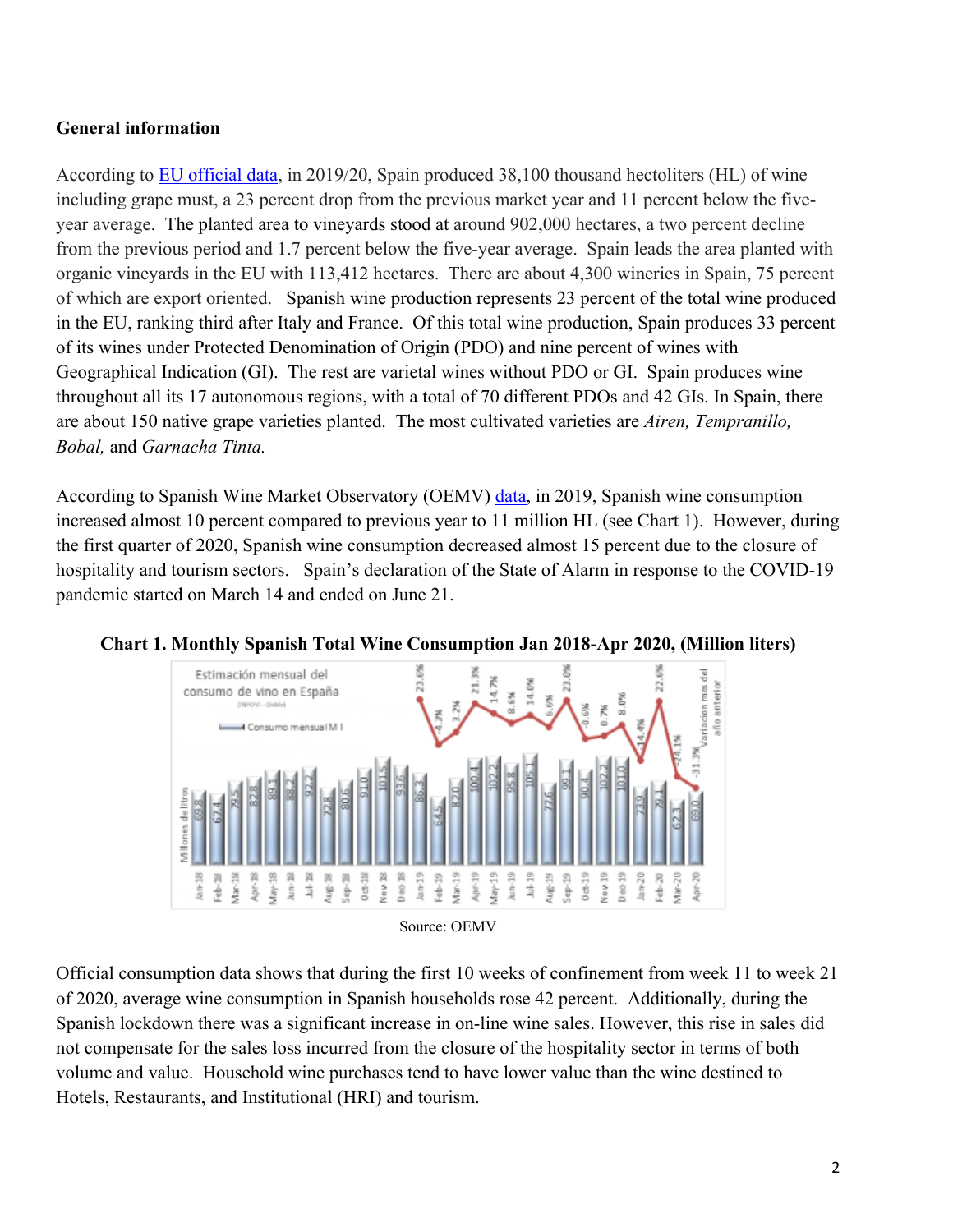**General information**

According to EU official data, in 2019/20, Spain produced 38,100 thousand hectoliters (HL) of wine including grape must, a 23 percent drop from the previous market year and 11 percent below the five-year average. The planted area to vineyards stood at around 902,000 hectares, a two percent decline from the previous period and 1.7 percent below the five-year average. Spain leads the area planted with organic vineyards in the EU with 113,412 hectares. There are about 4,300 wineries in Spain, 75 percent of which are export oriented. Spanish wine production represents 23 percent of the total wine produced in the EU, ranking third after Italy and France. Of this total wine production, Spain produces 33 percent of its wines under Protected Denomination of Origin (PDO) and nine percent of wines with Geographical Indication (GI). The rest are varietal wines without PDO or GI. Spain produces wine throughout all its 17 autonomous regions, with a total of 70 different PDOs and 42 GIs. In Spain, there are about 150 native grape varieties planted. The most cultivated varieties are *Airen, Tempranillo, Bobal,* and *Garnacha Tinta.*

According to Spanish Wine Market Observatory (OEMV) data, in 2019, Spanish wine consumption increased almost 10 percent compared to previous year to 11 million HL (see Chart 1). However, during the first quarter of 2020, Spanish wine consumption decreased almost 15 percent due to the closure of hospitality and tourism sectors. Spain's declaration of the State of Alarm in response to the COVID-19 pandemic started on March 14 and ended on June 21.

**Chart 1. Monthly Spanish Total Wine Consumption Jan 2018-Apr 2020, (Million liters)**

Source: OEMV

Official consumption data shows that during the first 10 weeks of confinement from week 11 to week 21 of 2020, average wine consumption in Spanish households rose 42 percent. Additionally, during the Spanish lockdown there was a significant increase in on-line wine sales. However, this rise in sales did not compensate for the sales loss incurred from the closure of the hospitality sector in terms of both volume and value. Household wine purchases tend to have lower value than the wine destined to Hotels, Restaurants, and Institutional (HRI) and tourism.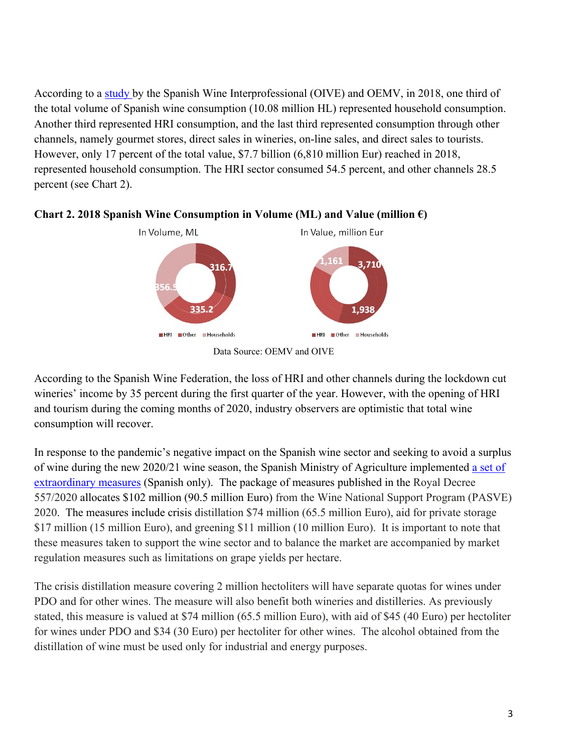According to a study by the Spanish Wine Interprofessional (OIVE) and OEMV, in 2018, one third of the total volume of Spanish wine consumption (10.08 million HL) represented household consumption. Another third represented HRI consumption, and the last third represented consumption through other channels, namely gourmet stores, direct sales in wineries, on-line sales, and direct sales to tourists. However, only 17 percent of the total value, $7.7 billion (6,810 million Eur) reached in 2018, represented household consumption. The HRI sector consumed 54.5 percent, and other channels 28.5 percent (see Chart 2).

**Chart 2. 2018 Spanish Wine Consumption in Volume (ML) and Value (million €)**

In Volume, ML

316.7
335.2
356.5

HRI Other Households

In Value, million Eur

3,710
1,938
1,161

HRI Other Households

Data Source: OEMV and OIVE

According to the Spanish Wine Federation, the loss of HRI and other channels during the lockdown cut wineries' income by 35 percent during the first quarter of the year. However, with the opening of HRI and tourism during the coming months of 2020, industry observers are optimistic that total wine consumption will recover.

In response to the pandemic's negative impact on the Spanish wine sector and seeking to avoid a surplus of wine during the new 2020/21 wine season, the Spanish Ministry of Agriculture implemented a set of extraordinary measures (Spanish only). The package of measures published in the Royal Decree 557/2020 allocates $102 million (90.5 million Euro) from the Wine National Support Program (PASVE) 2020. The measures include crisis distillation $74 million (65.5 million Euro), aid for private storage $17 million (15 million Euro), and greening $11 million (10 million Euro). It is important to note that these measures taken to support the wine sector and to balance the market are accompanied by market regulation measures such as limitations on grape yields per hectare.

The crisis distillation measure covering 2 million hectoliters will have separate quotas for wines under PDO and for other wines. The measure will also benefit both wineries and distilleries. As previously stated, this measure is valued at $74 million (65.5 million Euro), with aid of $45 (40 Euro) per hectoliter for wines under PDO and $34 (30 Euro) per hectoliter for other wines. The alcohol obtained from the distillation of wine must be used only for industrial and energy purposes.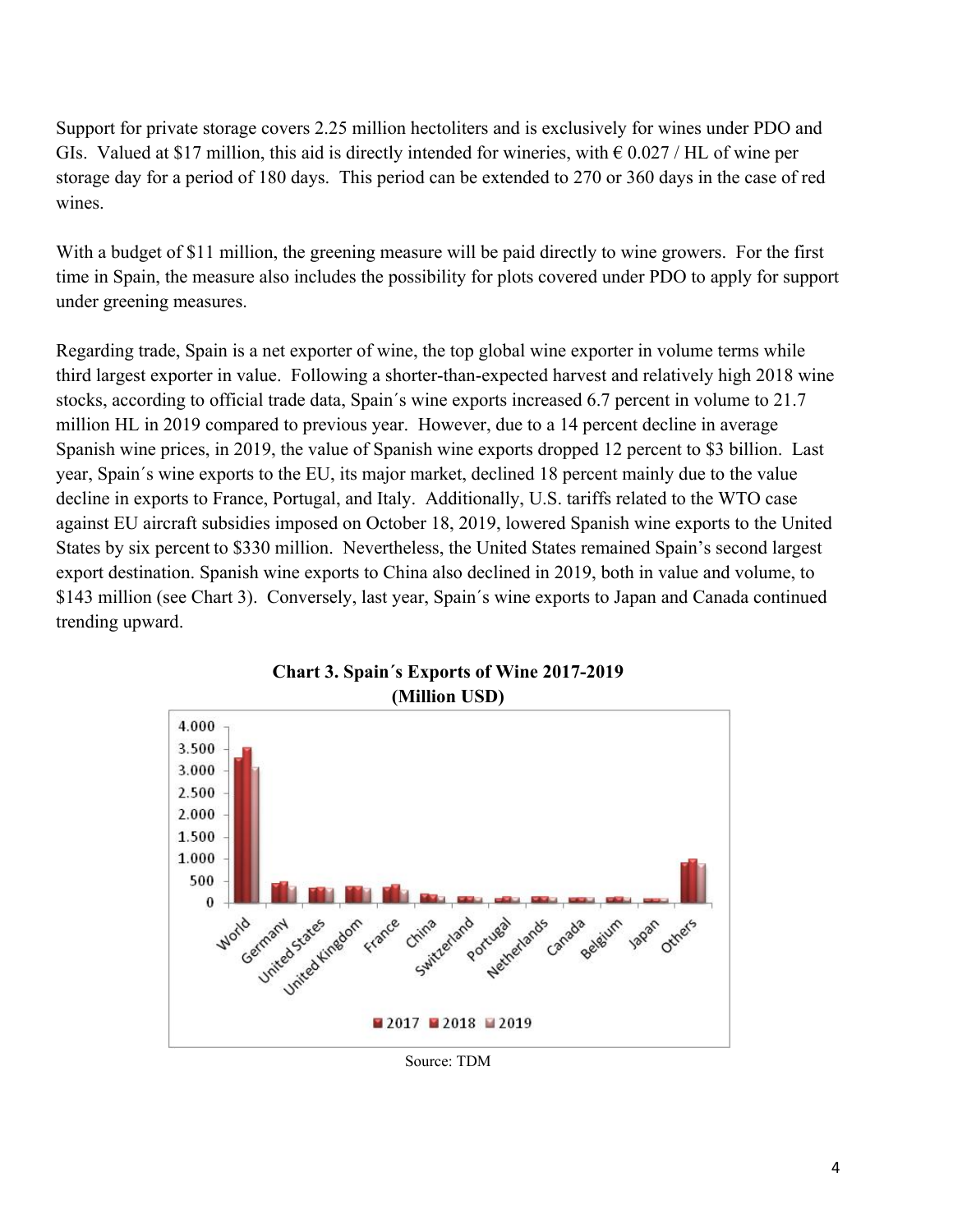Support for private storage covers 2.25 million hectoliters and is exclusively for wines under PDO and GIs. Valued at $17 million, this aid is directly intended for wineries, with € 0.027 / HL of wine per storage day for a period of 180 days. This period can be extended to 270 or 360 days in the case of red wines.

With a budget of $11 million, the greening measure will be paid directly to wine growers. For the first time in Spain, the measure also includes the possibility for plots covered under PDO to apply for support under greening measures.

Regarding trade, Spain is a net exporter of wine, the top global wine exporter in volume terms while third largest exporter in value. Following a shorter-than-expected harvest and relatively high 2018 wine stocks, according to official trade data, Spain´s wine exports increased 6.7 percent in volume to 21.7 million HL in 2019 compared to previous year. However, due to a 14 percent decline in average Spanish wine prices, in 2019, the value of Spanish wine exports dropped 12 percent to $3 billion. Last year, Spain´s wine exports to the EU, its major market, declined 18 percent mainly due to the value decline in exports to France, Portugal, and Italy. Additionally, U.S. tariffs related to the WTO case against EU aircraft subsidies imposed on October 18, 2019, lowered Spanish wine exports to the United States by six percent to $330 million. Nevertheless, the United States remained Spain's second largest export destination. Spanish wine exports to China also declined in 2019, both in value and volume, to $143 million (see Chart 3). Conversely, last year, Spain´s wine exports to Japan and Canada continued trending upward.

**Chart 3. Spain´s Exports of Wine 2017-2019**
**(Million USD)**

Source: TDM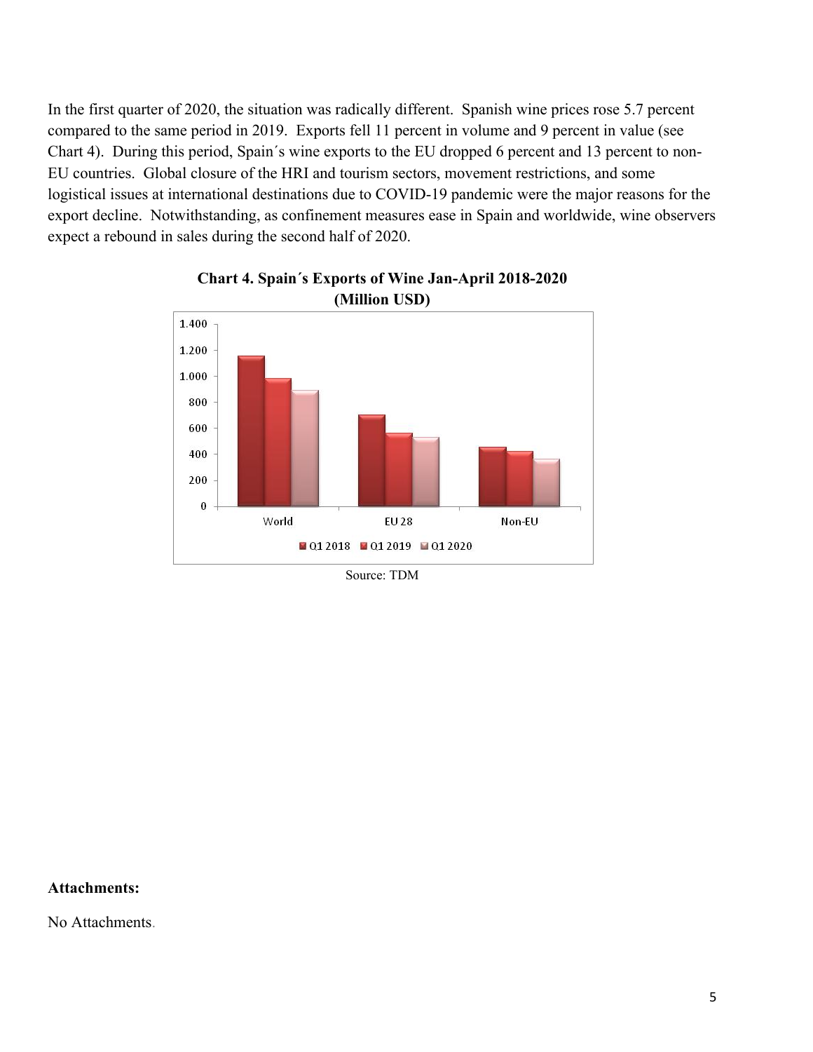In the first quarter of 2020, the situation was radically different. Spanish wine prices rose 5.7 percent compared to the same period in 2019. Exports fell 11 percent in volume and 9 percent in value (see Chart 4). During this period, Spain´s wine exports to the EU dropped 6 percent and 13 percent to non-EU countries. Global closure of the HRI and tourism sectors, movement restrictions, and some logistical issues at international destinations due to COVID-19 pandemic were the major reasons for the export decline. Notwithstanding, as confinement measures ease in Spain and worldwide, wine observers expect a rebound in sales during the second half of 2020.

**Chart 4. Spain´s Exports of Wine Jan-April 2018-2020 (Million USD)**

1.400
1.200
1.000
800
600
400
200
0

World
EU 28
Non-EU

Q1 2018 Q1 2019 Q1 2020

Source: TDM

**Attachments:**

No Attachments.